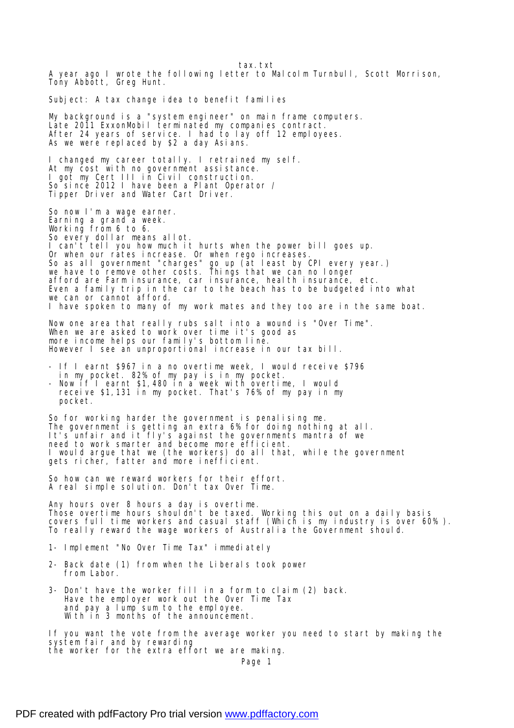A year ago I wrote the following letter to Malcolm Turnbull, Scott Morrison, Tony Abbott, Greg Hunt.

Subject: A tax change idea to benefit families

My background is a "system engineer" on main frame computers.
Late 2011 ExxonMobil terminated my companies contract.
After 24 years of service. I had to lay off 12 employees.
As we were replaced by $2 a day Asians.

I changed my career totally. I retrained my self.
At my cost with no government assistance.
I got my Cert III in Civil construction.
So since 2012 I have been a Plant Operator /
Tipper Driver and Water Cart Driver.

So now I'm a wage earner.
Earning a grand a week.
Working from 6 to 6.
So every dollar means allot.
I can't tell you how much it hurts when the power bill goes up.
Or when our rates increase. Or when rego increases.
So as all government "charges" go up (at least by CPI every year.)
we have to remove other costs. Things that we can no longer
afford are Farm insurance, car insurance, health insurance, etc.
Even a family trip in the car to the beach has to be budgeted into what
we can or cannot afford.
I have spoken to many of my work mates and they too are in the same boat.

Now one area that really rubs salt into a wound is "Over Time".
When we are asked to work over time it's good as
more income helps our family's bottom line.
However I see an unproportional increase in our tax bill.

- If I earnt $967 in a no overtime week, I would receive $796
  in my pocket. 82% of my pay is in my pocket.
- Now if I earnt $1,480 in a week with overtime, I would
  receive $1,131 in my pocket. That's 76% of my pay in my
  pocket.

So for working harder the government is penalising me.
The government is getting an extra 6% for doing nothing at all.
It's unfair and it fly's against the governments mantra of we
need to work smarter and become more efficient.
I would argue that we (the workers) do all that, while the government
gets richer, fatter and more inefficient.

So how can we reward workers for their effort.
A real simple solution. Don't tax Over Time.

Any hours over 8 hours a day is overtime.
Those overtime hours shouldn't be taxed. Working this out on a daily basis
covers full time workers and casual staff (Which is my industry is over 60%).
To really reward the wage workers of Australia the Government should.

1- Implement "No Over Time Tax" immediately

2- Back date (1) from when the Liberals took power
   from Labor.

3- Don't have the worker fill in a form to claim (2) back.
   Have the employer work out the Over Time Tax
   and pay a lump sum to the employee.
   With in 3 months of the announcement.

If you want the vote from the average worker you need to start by making the
system fair and by rewarding
the worker for the extra effort we are making.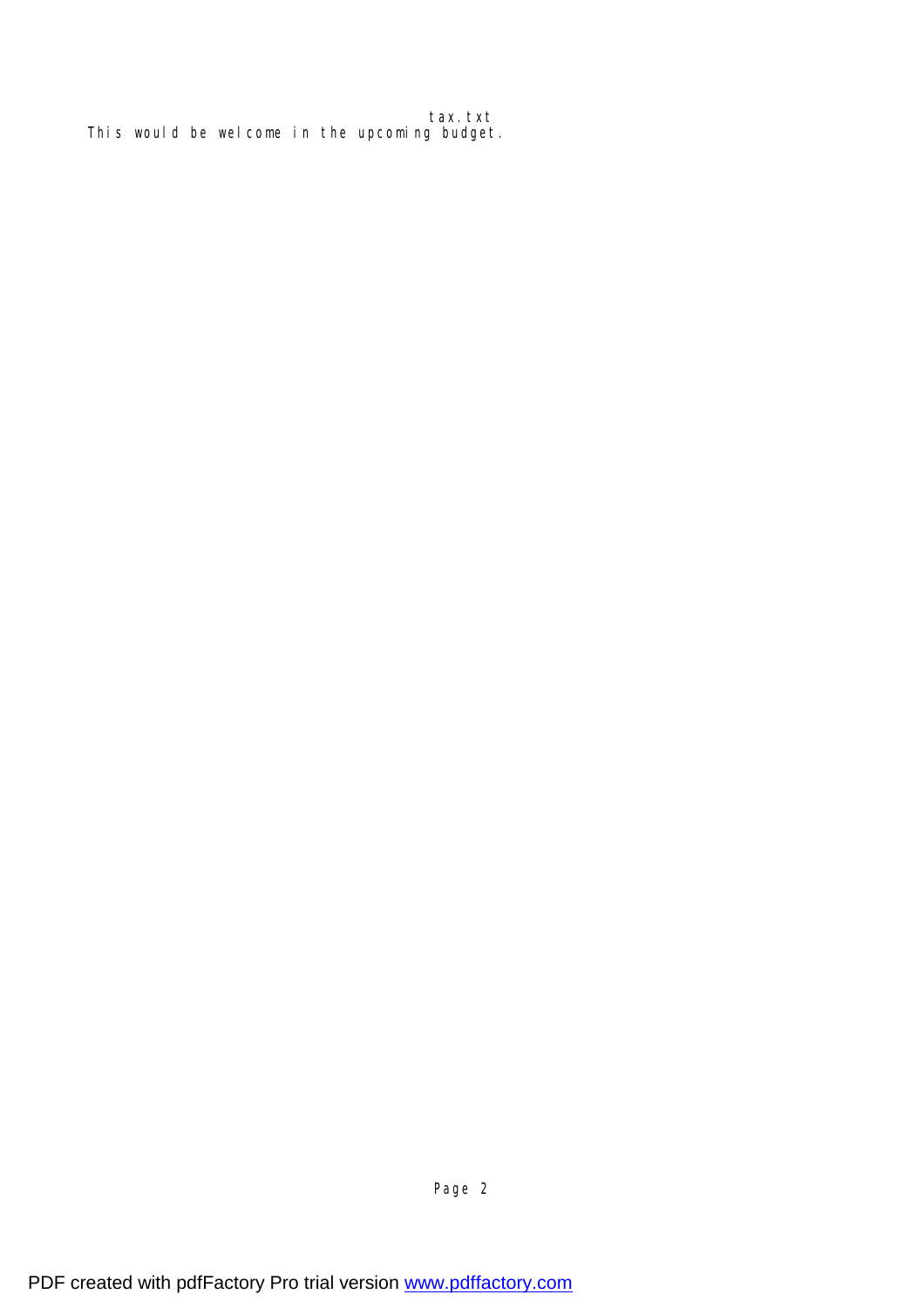This would be welcome in the upcoming budget.